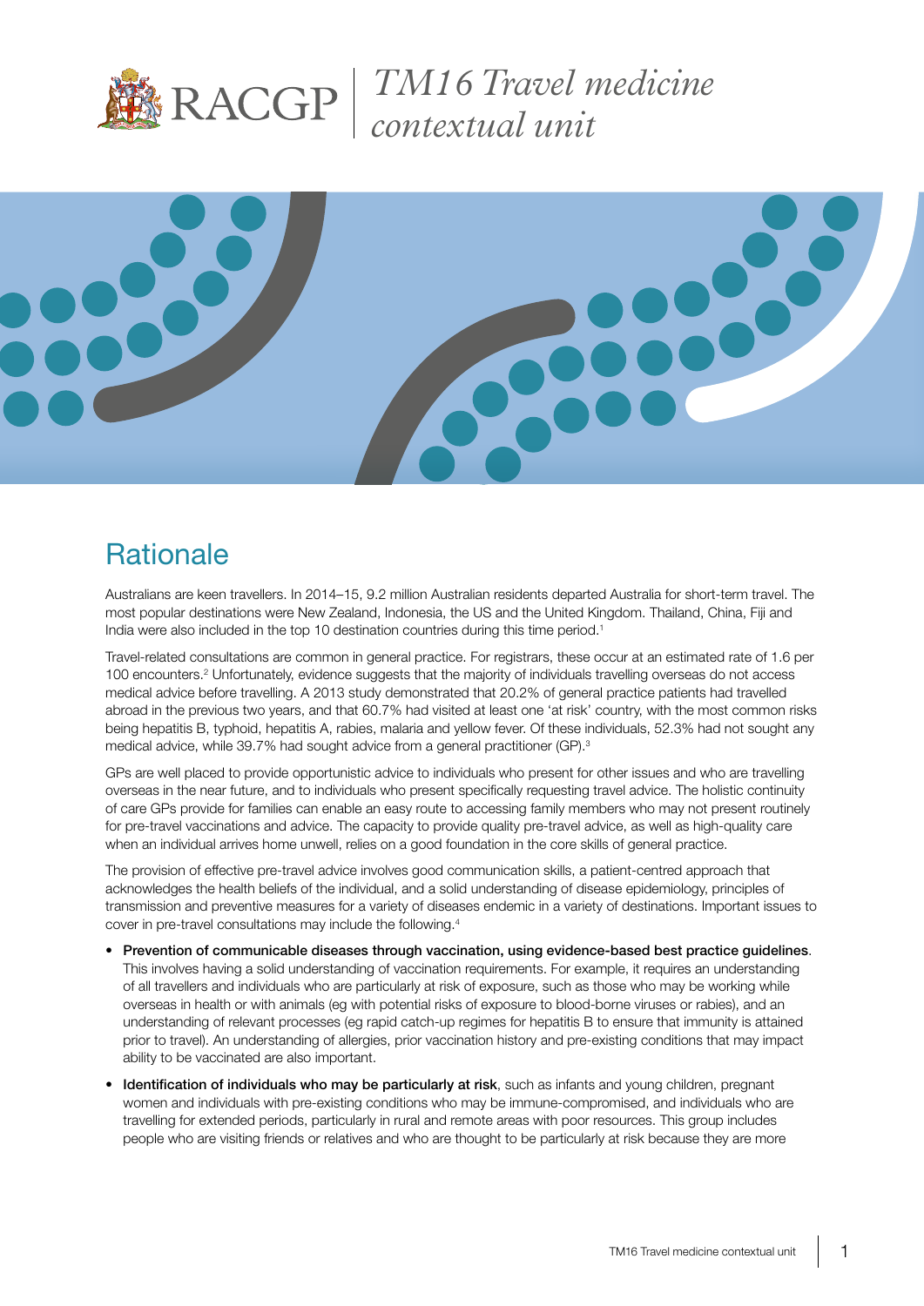# TM16 Travel medicine contextual unit

## Rationale

Australians are keen travellers. In 2014–15, 9.2 million Australian residents departed Australia for short-term travel. The most popular destinations were New Zealand, Indonesia, the US and the United Kingdom. Thailand, China, Fiji and India were also included in the top 10 destination countries during this time period.[1]

Travel-related consultations are common in general practice. For registrars, these occur at an estimated rate of 1.6 per 100 encounters.[2] Unfortunately, evidence suggests that the majority of individuals travelling overseas do not access medical advice before travelling. A 2013 study demonstrated that 20.2% of general practice patients had travelled abroad in the previous two years, and that 60.7% had visited at least one 'at risk' country, with the most common risks being hepatitis B, typhoid, hepatitis A, rabies, malaria and yellow fever. Of these individuals, 52.3% had not sought any medical advice, while 39.7% had sought advice from a general practitioner (GP).[3]

GPs are well placed to provide opportunistic advice to individuals who present for other issues and who are travelling overseas in the near future, and to individuals who present specifically requesting travel advice. The holistic continuity of care GPs provide for families can enable an easy route to accessing family members who may not present routinely for pre-travel vaccinations and advice. The capacity to provide quality pre-travel advice, as well as high-quality care when an individual arrives home unwell, relies on a good foundation in the core skills of general practice.

The provision of effective pre-travel advice involves good communication skills, a patient-centred approach that acknowledges the health beliefs of the individual, and a solid understanding of disease epidemiology, principles of transmission and preventive measures for a variety of diseases endemic in a variety of destinations. Important issues to cover in pre-travel consultations may include the following.[4]

- **Prevention of communicable diseases through vaccination, using evidence-based best practice guidelines**. This involves having a solid understanding of vaccination requirements. For example, it requires an understanding of all travellers and individuals who are particularly at risk of exposure, such as those who may be working while overseas in health or with animals (eg with potential risks of exposure to blood-borne viruses or rabies), and an understanding of relevant processes (eg rapid catch-up regimes for hepatitis B to ensure that immunity is attained prior to travel). An understanding of allergies, prior vaccination history and pre-existing conditions that may impact ability to be vaccinated are also important.
- **Identification of individuals who may be particularly at risk**, such as infants and young children, pregnant women and individuals with pre-existing conditions who may be immune-compromised, and individuals who are travelling for extended periods, particularly in rural and remote areas with poor resources. This group includes people who are visiting friends or relatives and who are thought to be particularly at risk because they are more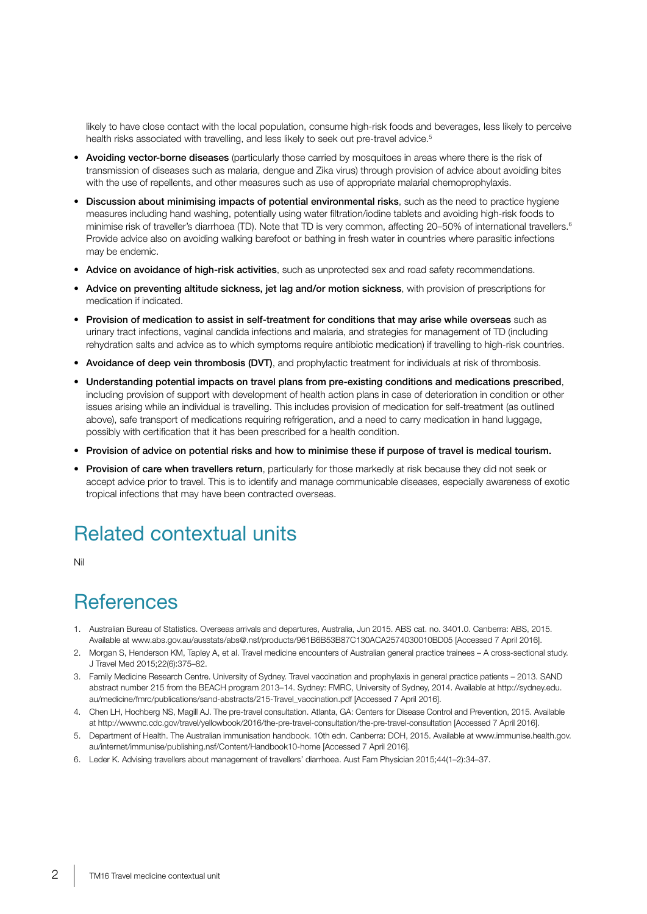likely to have close contact with the local population, consume high-risk foods and beverages, less likely to perceive health risks associated with travelling, and less likely to seek out pre-travel advice.[5]

- **Avoiding vector-borne diseases** (particularly those carried by mosquitoes in areas where there is the risk of transmission of diseases such as malaria, dengue and Zika virus) through provision of advice about avoiding bites with the use of repellents, and other measures such as use of appropriate malarial chemoprophylaxis.
- **Discussion about minimising impacts of potential environmental risks**, such as the need to practice hygiene measures including hand washing, potentially using water filtration/iodine tablets and avoiding high-risk foods to minimise risk of traveller's diarrhoea (TD). Note that TD is very common, affecting 20–50% of international travellers.[6] Provide advice also on avoiding walking barefoot or bathing in fresh water in countries where parasitic infections may be endemic.
- **Advice on avoidance of high-risk activities**, such as unprotected sex and road safety recommendations.
- **Advice on preventing altitude sickness, jet lag and/or motion sickness**, with provision of prescriptions for medication if indicated.
- **Provision of medication to assist in self-treatment for conditions that may arise while overseas** such as urinary tract infections, vaginal candida infections and malaria, and strategies for management of TD (including rehydration salts and advice as to which symptoms require antibiotic medication) if travelling to high-risk countries.
- **Avoidance of deep vein thrombosis (DVT)**, and prophylactic treatment for individuals at risk of thrombosis.
- **Understanding potential impacts on travel plans from pre-existing conditions and medications prescribed**, including provision of support with development of health action plans in case of deterioration in condition or other issues arising while an individual is travelling. This includes provision of medication for self-treatment (as outlined above), safe transport of medications requiring refrigeration, and a need to carry medication in hand luggage, possibly with certification that it has been prescribed for a health condition.
- **Provision of advice on potential risks and how to minimise these if purpose of travel is medical tourism.**
- **Provision of care when travellers return**, particularly for those markedly at risk because they did not seek or accept advice prior to travel. This is to identify and manage communicable diseases, especially awareness of exotic tropical infections that may have been contracted overseas.

## Related contextual units

Nil

## References

1. Australian Bureau of Statistics. Overseas arrivals and departures, Australia, Jun 2015. ABS cat. no. 3401.0. Canberra: ABS, 2015. Available at www.abs.gov.au/ausstats/abs@.nsf/products/961B6B53B87C130ACA2574030010BD05 [Accessed 7 April 2016].
2. Morgan S, Henderson KM, Tapley A, et al. Travel medicine encounters of Australian general practice trainees – A cross-sectional study. J Travel Med 2015;22(6):375–82.
3. Family Medicine Research Centre. University of Sydney. Travel vaccination and prophylaxis in general practice patients – 2013. SAND abstract number 215 from the BEACH program 2013–14. Sydney: FMRC, University of Sydney, 2014. Available at http://sydney.edu.au/medicine/fmrc/publications/sand-abstracts/215-Travel_vaccination.pdf [Accessed 7 April 2016].
4. Chen LH, Hochberg NS, Magill AJ. The pre-travel consultation. Atlanta, GA: Centers for Disease Control and Prevention, 2015. Available at http://wwwnc.cdc.gov/travel/yellowbook/2016/the-pre-travel-consultation/the-pre-travel-consultation [Accessed 7 April 2016].
5. Department of Health. The Australian immunisation handbook. 10th edn. Canberra: DOH, 2015. Available at www.immunise.health.gov.au/internet/immunise/publishing.nsf/Content/Handbook10-home [Accessed 7 April 2016].
6. Leder K. Advising travellers about management of travellers' diarrhoea. Aust Fam Physician 2015;44(1–2):34–37.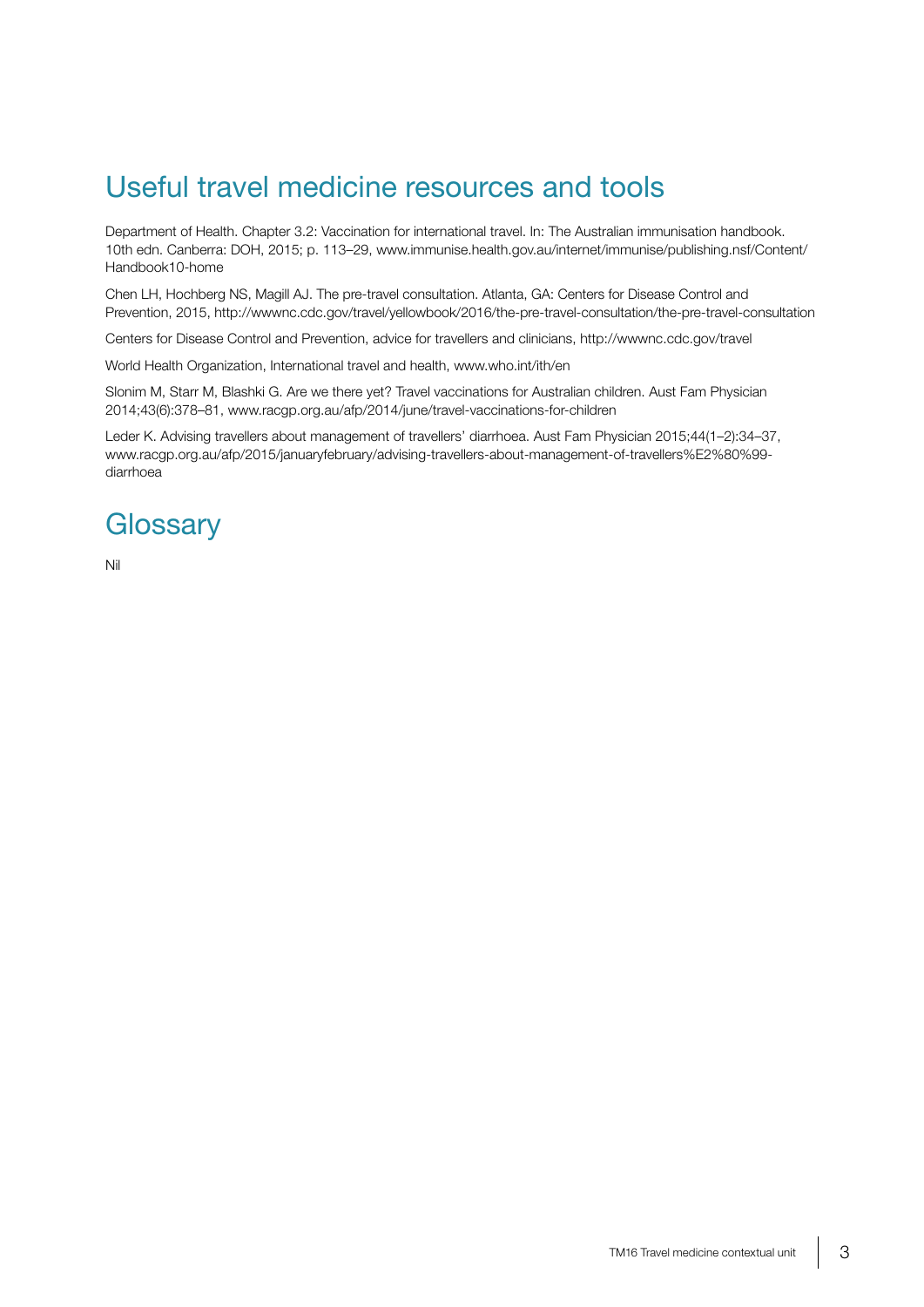## Useful travel medicine resources and tools

Department of Health. Chapter 3.2: Vaccination for international travel. In: The Australian immunisation handbook. 10th edn. Canberra: DOH, 2015; p. 113–29, www.immunise.health.gov.au/internet/immunise/publishing.nsf/Content/Handbook10-home

Chen LH, Hochberg NS, Magill AJ. The pre-travel consultation. Atlanta, GA: Centers for Disease Control and Prevention, 2015, http://wwwnc.cdc.gov/travel/yellowbook/2016/the-pre-travel-consultation/the-pre-travel-consultation

Centers for Disease Control and Prevention, advice for travellers and clinicians, http://wwwnc.cdc.gov/travel

World Health Organization, International travel and health, www.who.int/ith/en

Slonim M, Starr M, Blashki G. Are we there yet? Travel vaccinations for Australian children. Aust Fam Physician 2014;43(6):378–81, www.racgp.org.au/afp/2014/june/travel-vaccinations-for-children

Leder K. Advising travellers about management of travellers' diarrhoea. Aust Fam Physician 2015;44(1–2):34–37, www.racgp.org.au/afp/2015/januaryfebruary/advising-travellers-about-management-of-travellers%E2%80%99-diarrhoea

## Glossary

Nil